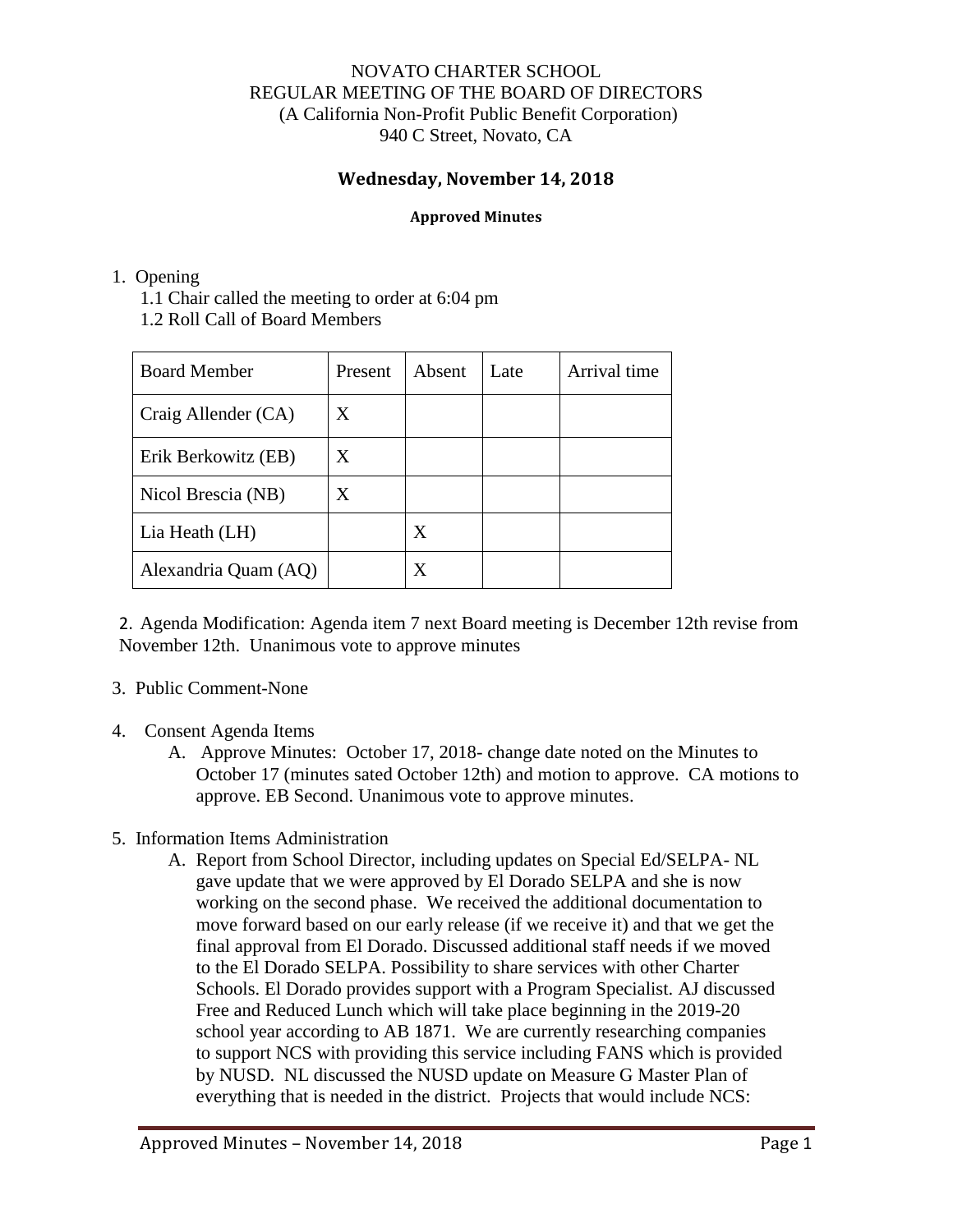NOVATO CHARTER SCHOOL
REGULAR MEETING OF THE BOARD OF DIRECTORS
(A California Non-Profit Public Benefit Corporation)
940 C Street, Novato, CA

## Wednesday, November 14, 2018

**Approved Minutes**

1. Opening
   1.1 Chair called the meeting to order at 6:04 pm
   1.2 Roll Call of Board Members

| Board Member | Present | Absent | Late | Arrival time |
|---|---|---|---|---|
| Craig Allender (CA) | X | | | |
| Erik Berkowitz (EB) | X | | | |
| Nicol Brescia (NB) | X | | | |
| Lia Heath (LH) | | X | | |
| Alexandria Quam (AQ) | | X | | |

2. Agenda Modification: Agenda item 7 next Board meeting is December 12th revise from November 12th. Unanimous vote to approve minutes

3. Public Comment-None

4. Consent Agenda Items
   A. Approve Minutes: October 17, 2018- change date noted on the Minutes to October 17 (minutes sated October 12th) and motion to approve. CA motions to approve. EB Second. Unanimous vote to approve minutes.

5. Information Items Administration
   A. Report from School Director, including updates on Special Ed/SELPA- NL gave update that we were approved by El Dorado SELPA and she is now working on the second phase. We received the additional documentation to move forward based on our early release (if we receive it) and that we get the final approval from El Dorado. Discussed additional staff needs if we moved to the El Dorado SELPA. Possibility to share services with other Charter Schools. El Dorado provides support with a Program Specialist. AJ discussed Free and Reduced Lunch which will take place beginning in the 2019-20 school year according to AB 1871. We are currently researching companies to support NCS with providing this service including FANS which is provided by NUSD. NL discussed the NUSD update on Measure G Master Plan of everything that is needed in the district. Projects that would include NCS: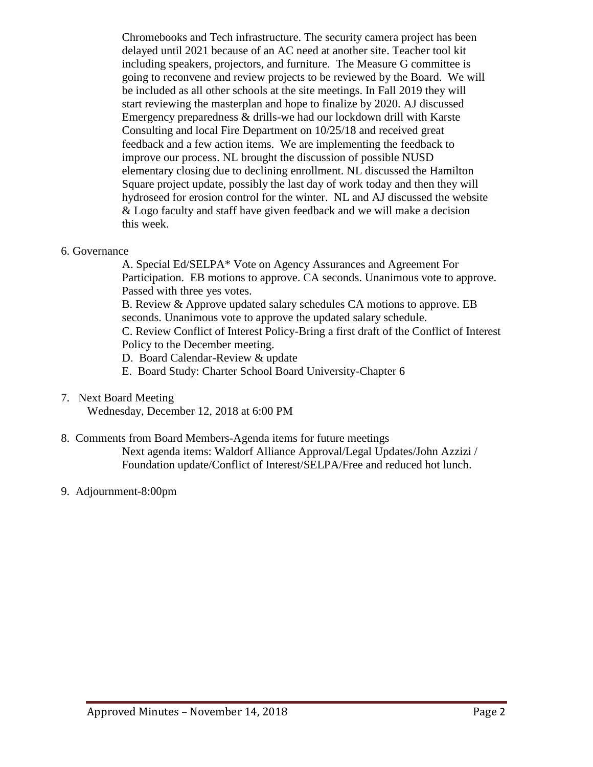Chromebooks and Tech infrastructure. The security camera project has been delayed until 2021 because of an AC need at another site. Teacher tool kit including speakers, projectors, and furniture. The Measure G committee is going to reconvene and review projects to be reviewed by the Board. We will be included as all other schools at the site meetings. In Fall 2019 they will start reviewing the masterplan and hope to finalize by 2020. AJ discussed Emergency preparedness & drills-we had our lockdown drill with Karste Consulting and local Fire Department on 10/25/18 and received great feedback and a few action items. We are implementing the feedback to improve our process. NL brought the discussion of possible NUSD elementary closing due to declining enrollment. NL discussed the Hamilton Square project update, possibly the last day of work today and then they will hydroseed for erosion control for the winter. NL and AJ discussed the website & Logo faculty and staff have given feedback and we will make a decision this week.

6. Governance

A. Special Ed/SELPA* Vote on Agency Assurances and Agreement For Participation. EB motions to approve. CA seconds. Unanimous vote to approve. Passed with three yes votes.

B. Review & Approve updated salary schedules CA motions to approve. EB seconds. Unanimous vote to approve the updated salary schedule.

C. Review Conflict of Interest Policy-Bring a first draft of the Conflict of Interest Policy to the December meeting.

D. Board Calendar-Review & update

E. Board Study: Charter School Board University-Chapter 6

7. Next Board Meeting

Wednesday, December 12, 2018 at 6:00 PM

8. Comments from Board Members-Agenda items for future meetings

Next agenda items: Waldorf Alliance Approval/Legal Updates/John Azzizi / Foundation update/Conflict of Interest/SELPA/Free and reduced hot lunch.

9. Adjournment-8:00pm

Approved Minutes – November 14, 2018